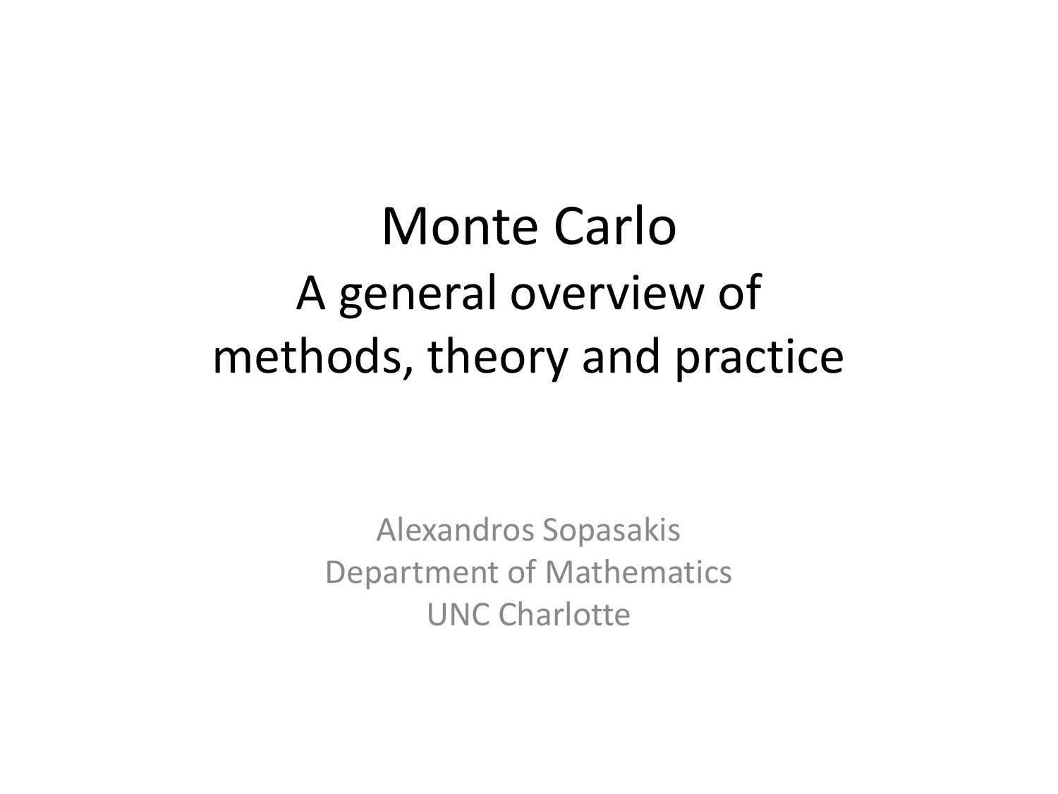# Monte Carlo
## A general overview of methods, theory and practice

Alexandros Sopasakis
Department of Mathematics
UNC Charlotte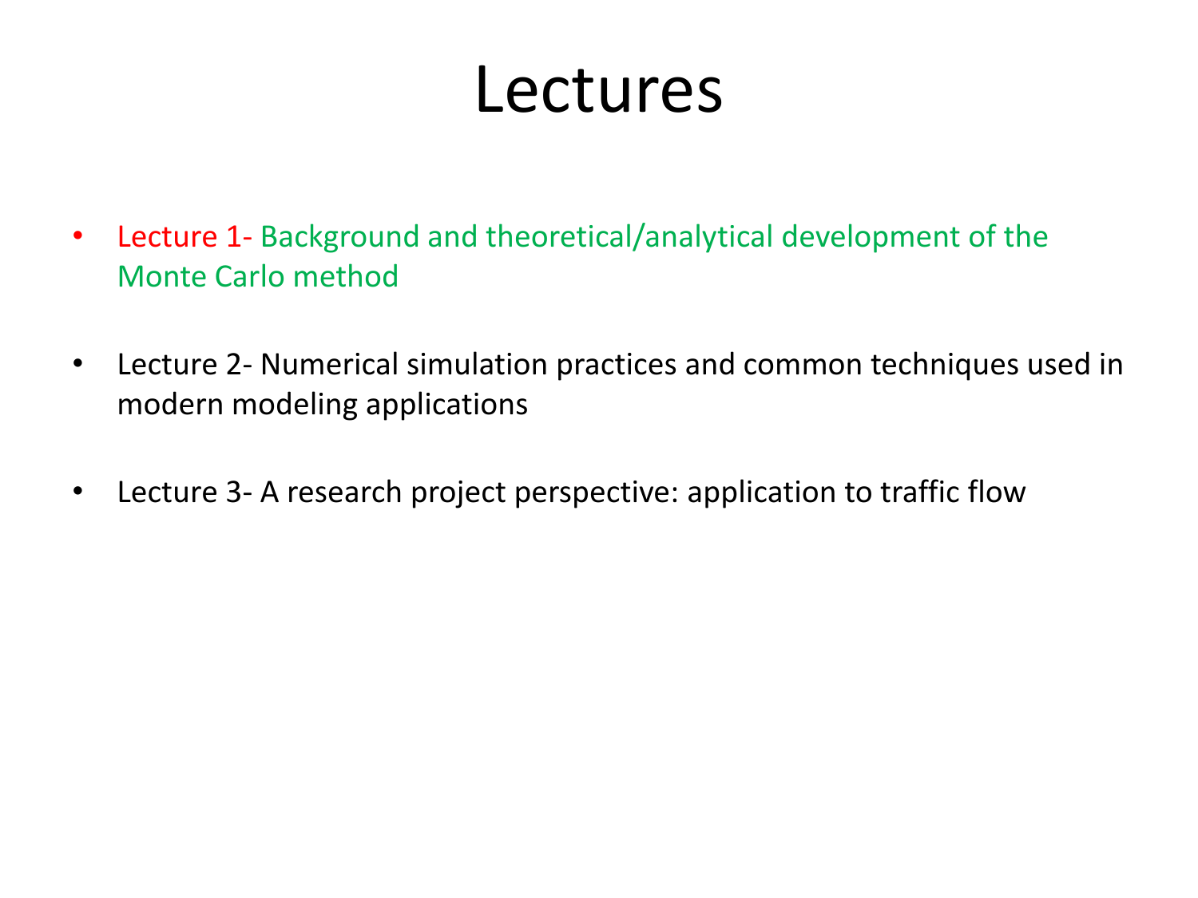# Lectures

- Lecture 1- Background and theoretical/analytical development of the Monte Carlo method

- Lecture 2- Numerical simulation practices and common techniques used in modern modeling applications

- Lecture 3- A research project perspective: application to traffic flow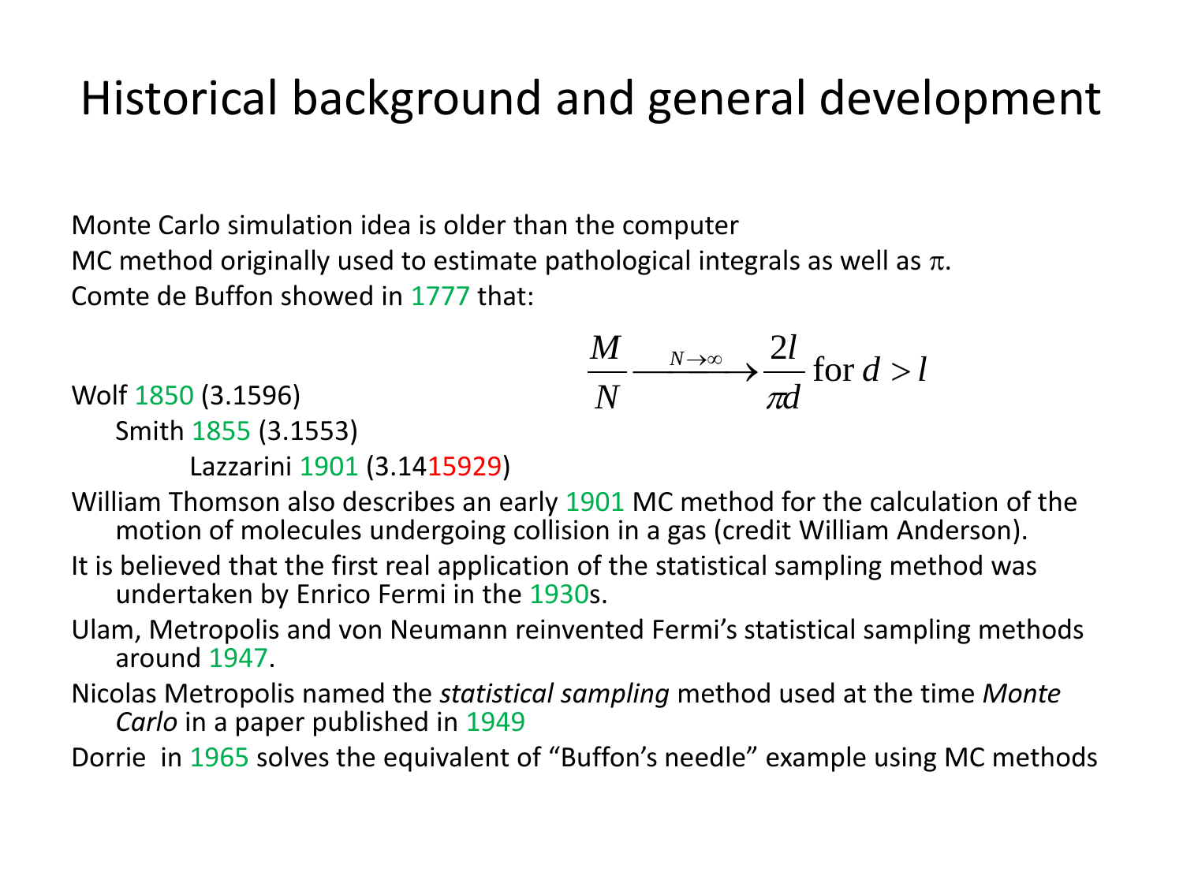# Historical background and general development

Monte Carlo simulation idea is older than the computer

MC method originally used to estimate pathological integrals as well as π.

Comte de Buffon showed in 1777 that:

$$\frac{M}{N} \xrightarrow{N \to \infty} \frac{2l}{\pi d} \text{ for } d > l$$

Wolf 1850 (3.1596)

Smith 1855 (3.1553)

Lazzarini 1901 (3.1415929)

William Thomson also describes an early 1901 MC method for the calculation of the motion of molecules undergoing collision in a gas (credit William Anderson).

It is believed that the first real application of the statistical sampling method was undertaken by Enrico Fermi in the 1930s.

Ulam, Metropolis and von Neumann reinvented Fermi's statistical sampling methods around 1947.

Nicolas Metropolis named the *statistical sampling* method used at the time *Monte Carlo* in a paper published in 1949

Dorrie in 1965 solves the equivalent of "Buffon's needle" example using MC methods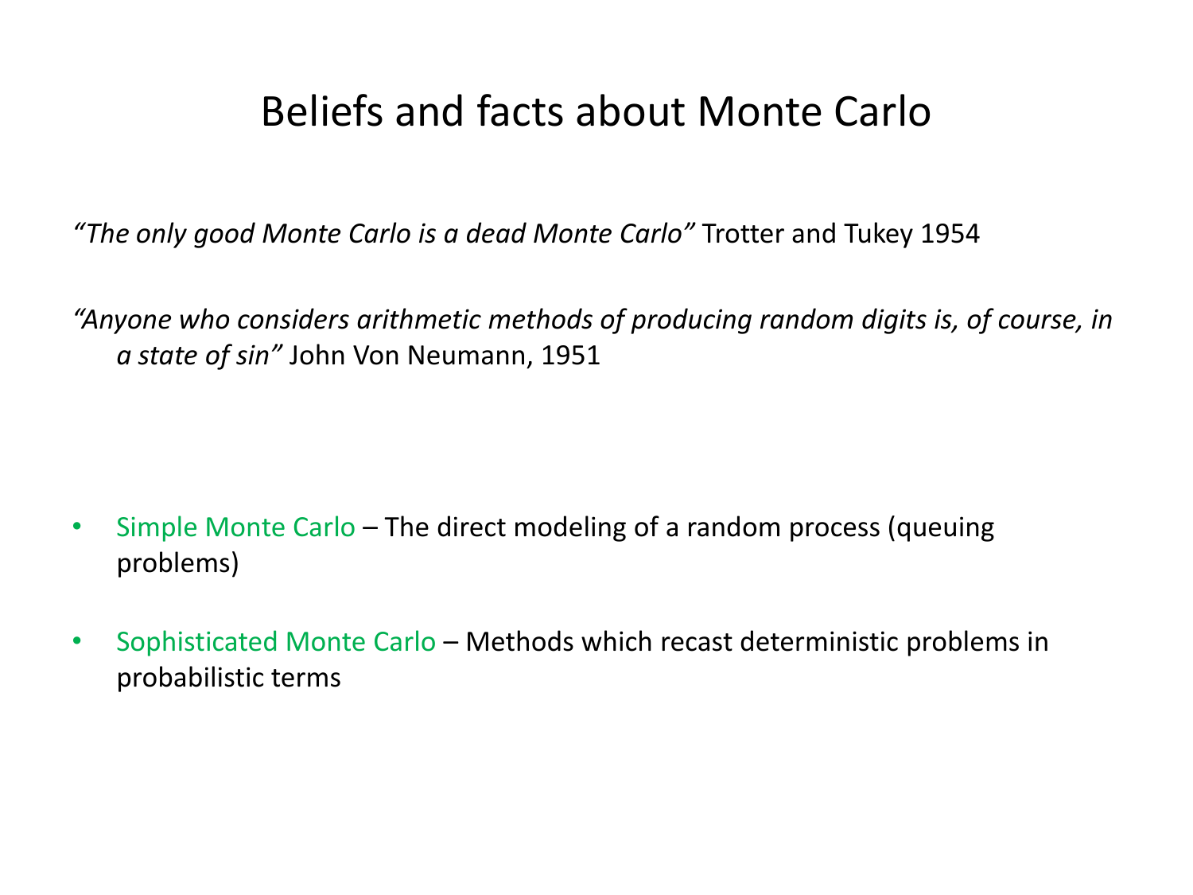# Beliefs and facts about Monte Carlo

*"The only good Monte Carlo is a dead Monte Carlo"* Trotter and Tukey 1954

*"Anyone who considers arithmetic methods of producing random digits is, of course, in a state of sin"* John Von Neumann, 1951

- Simple Monte Carlo – The direct modeling of a random process (queuing problems)
- Sophisticated Monte Carlo – Methods which recast deterministic problems in probabilistic terms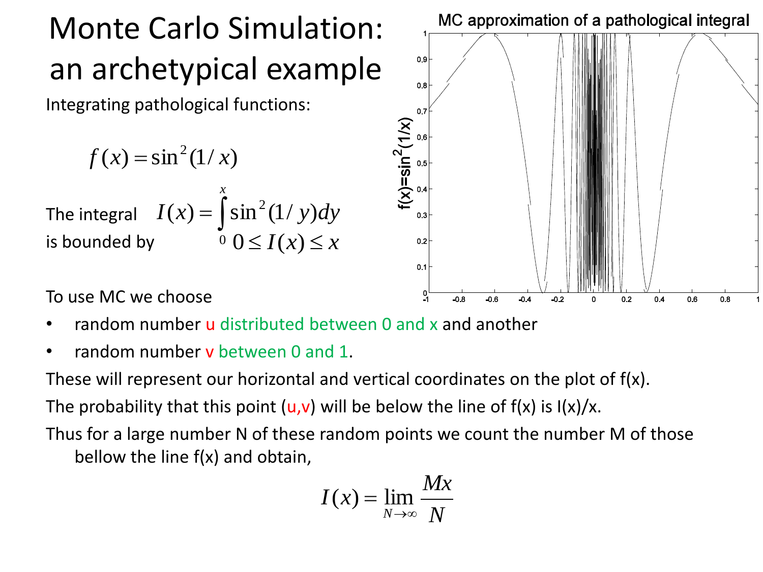# Monte Carlo Simulation: an archetypical example

Integrating pathological functions:

$$f(x) = \sin^2(1/x)$$

The integral $I(x) = \int_0^x \sin^2(1/y)dy$ is bounded by $0 \leq I(x) \leq x$

To use MC we choose

- random number u distributed between 0 and x and another
- random number v between 0 and 1.

These will represent our horizontal and vertical coordinates on the plot of f(x).

The probability that this point (u,v) will be below the line of f(x) is I(x)/x.

Thus for a large number N of these random points we count the number M of those bellow the line f(x) and obtain,

$$I(x) = \lim_{N \to \infty} \frac{Mx}{N}$$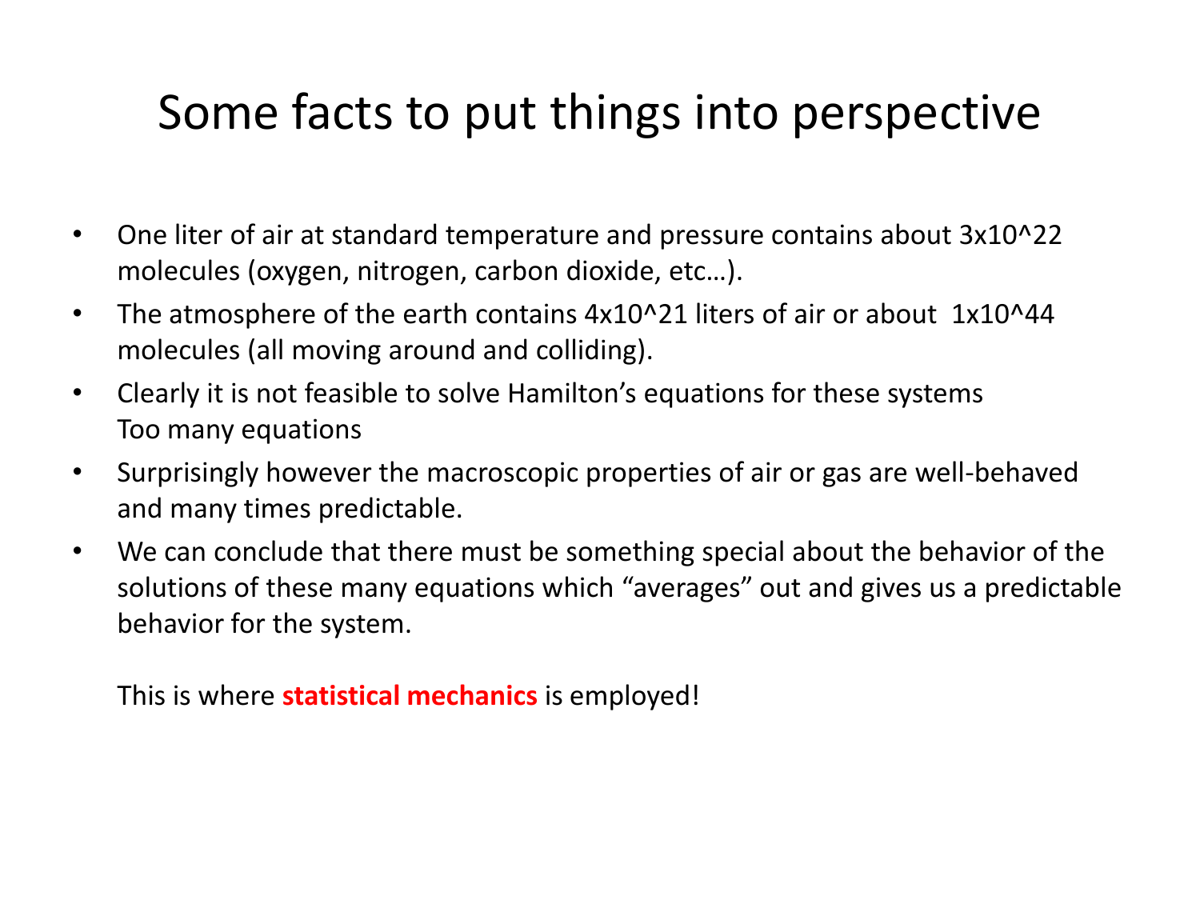# Some facts to put things into perspective

- One liter of air at standard temperature and pressure contains about $3\times10^{22}$ molecules (oxygen, nitrogen, carbon dioxide, etc…).
- The atmosphere of the earth contains $4\times10^{21}$ liters of air or about $1\times10^{44}$ molecules (all moving around and colliding).
- Clearly it is not feasible to solve Hamilton's equations for these systems
  Too many equations
- Surprisingly however the macroscopic properties of air or gas are well-behaved and many times predictable.
- We can conclude that there must be something special about the behavior of the solutions of these many equations which "averages" out and gives us a predictable behavior for the system.

  This is where **statistical mechanics** is employed!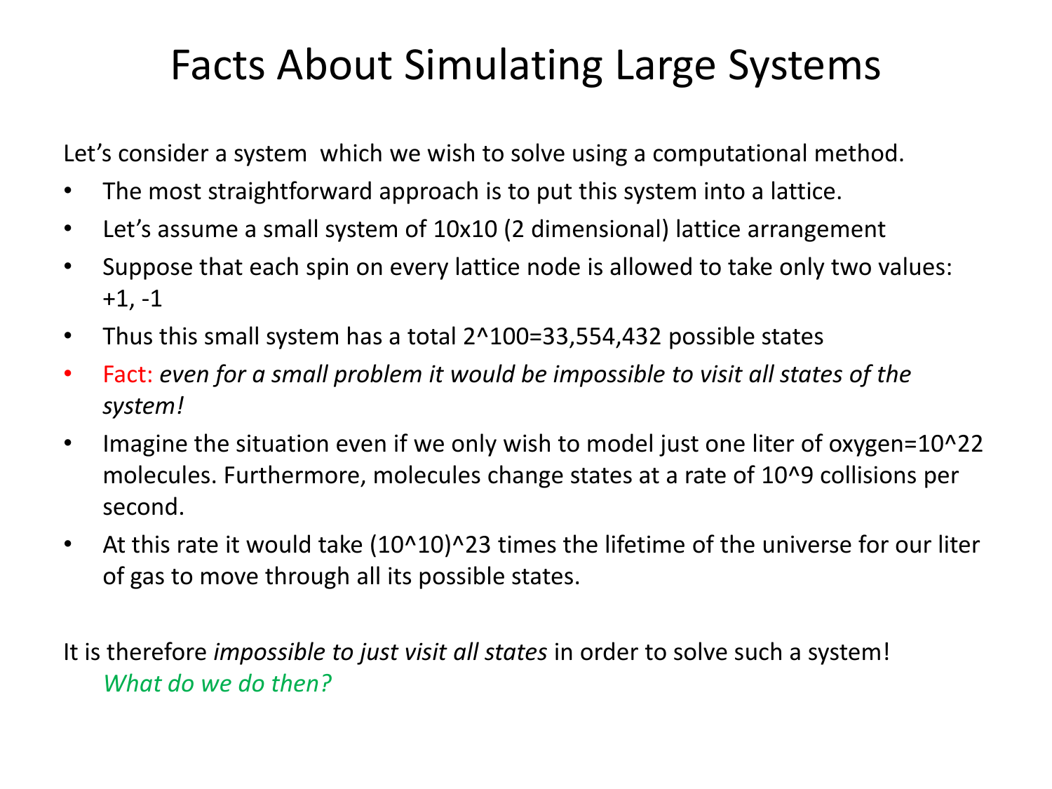# Facts About Simulating Large Systems

Let's consider a system which we wish to solve using a computational method.

- The most straightforward approach is to put this system into a lattice.
- Let's assume a small system of 10x10 (2 dimensional) lattice arrangement
- Suppose that each spin on every lattice node is allowed to take only two values: +1, -1
- Thus this small system has a total $2^{100}$=33,554,432 possible states
- Fact: *even for a small problem it would be impossible to visit all states of the system!*
- Imagine the situation even if we only wish to model just one liter of oxygen=$10^{22}$ molecules. Furthermore, molecules change states at a rate of $10^9$ collisions per second.
- At this rate it would take $(10^{10})^{23}$ times the lifetime of the universe for our liter of gas to move through all its possible states.

It is therefore *impossible to just visit all states* in order to solve such a system!

*What do we do then?*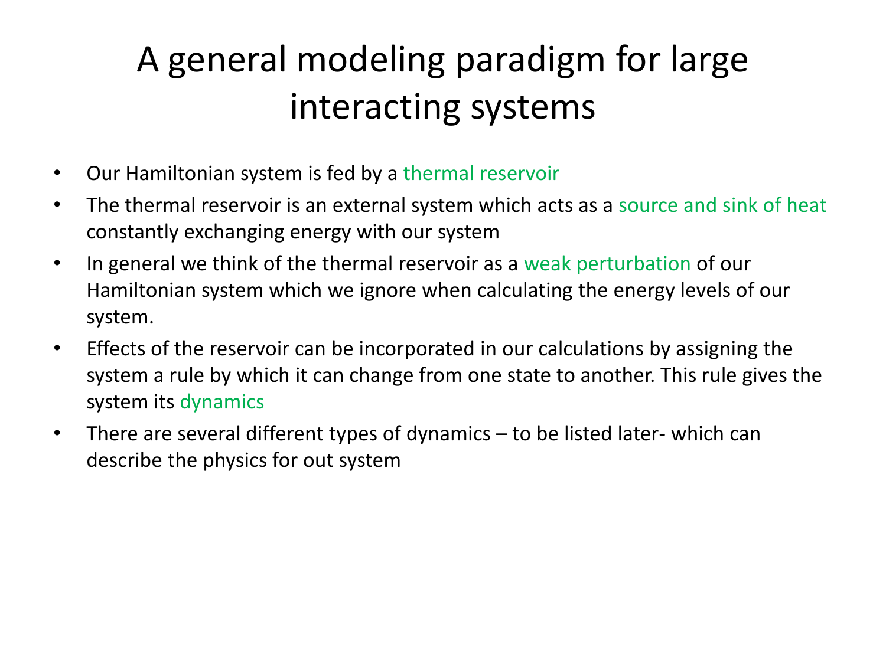# A general modeling paradigm for large interacting systems

- Our Hamiltonian system is fed by a thermal reservoir
- The thermal reservoir is an external system which acts as a source and sink of heat constantly exchanging energy with our system
- In general we think of the thermal reservoir as a weak perturbation of our Hamiltonian system which we ignore when calculating the energy levels of our system.
- Effects of the reservoir can be incorporated in our calculations by assigning the system a rule by which it can change from one state to another. This rule gives the system its dynamics
- There are several different types of dynamics – to be listed later- which can describe the physics for out system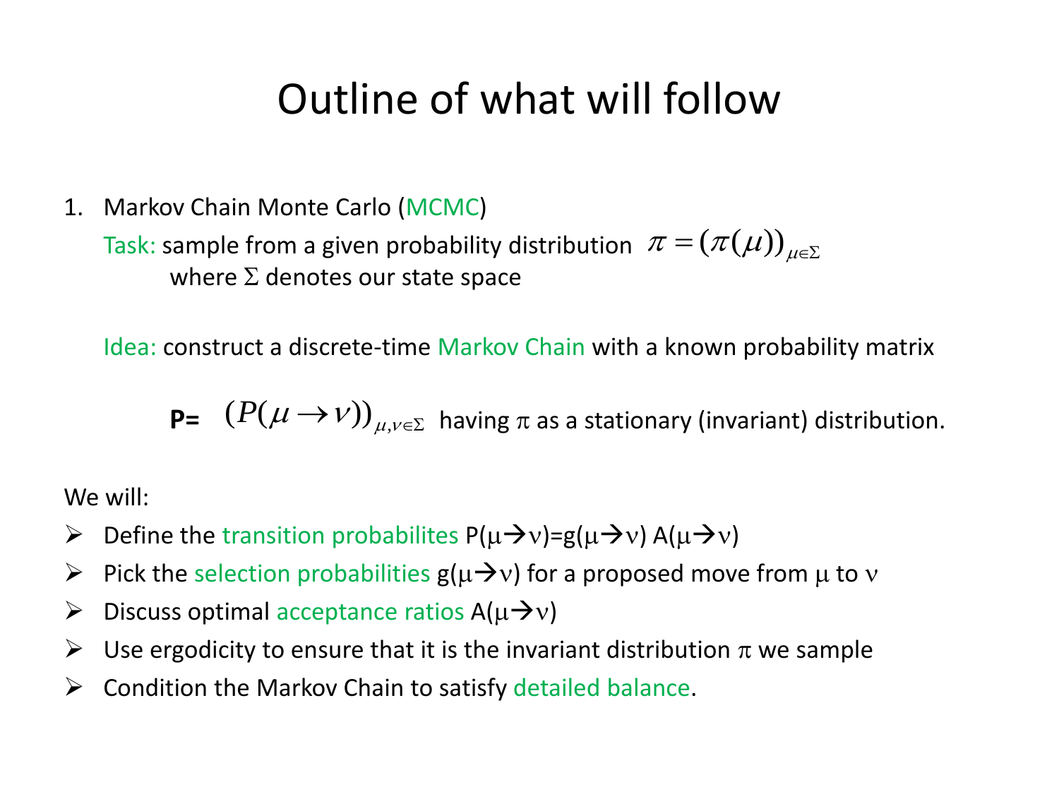# Outline of what will follow

1. Markov Chain Monte Carlo (MCMC)

   Task: sample from a given probability distribution $\pi = (\pi(\mu))_{\mu \in \Sigma}$
   where $\Sigma$ denotes our state space

   Idea: construct a discrete-time Markov Chain with a known probability matrix

   **P=** $(P(\mu \to \nu))_{\mu, \nu \in \Sigma}$ having $\pi$ as a stationary (invariant) distribution.

We will:

- Define the transition probabilites $P(\mu \to \nu) = g(\mu \to \nu)\, A(\mu \to \nu)$
- Pick the selection probabilities $g(\mu \to \nu)$ for a proposed move from $\mu$ to $\nu$
- Discuss optimal acceptance ratios $A(\mu \to \nu)$
- Use ergodicity to ensure that it is the invariant distribution $\pi$ we sample
- Condition the Markov Chain to satisfy detailed balance.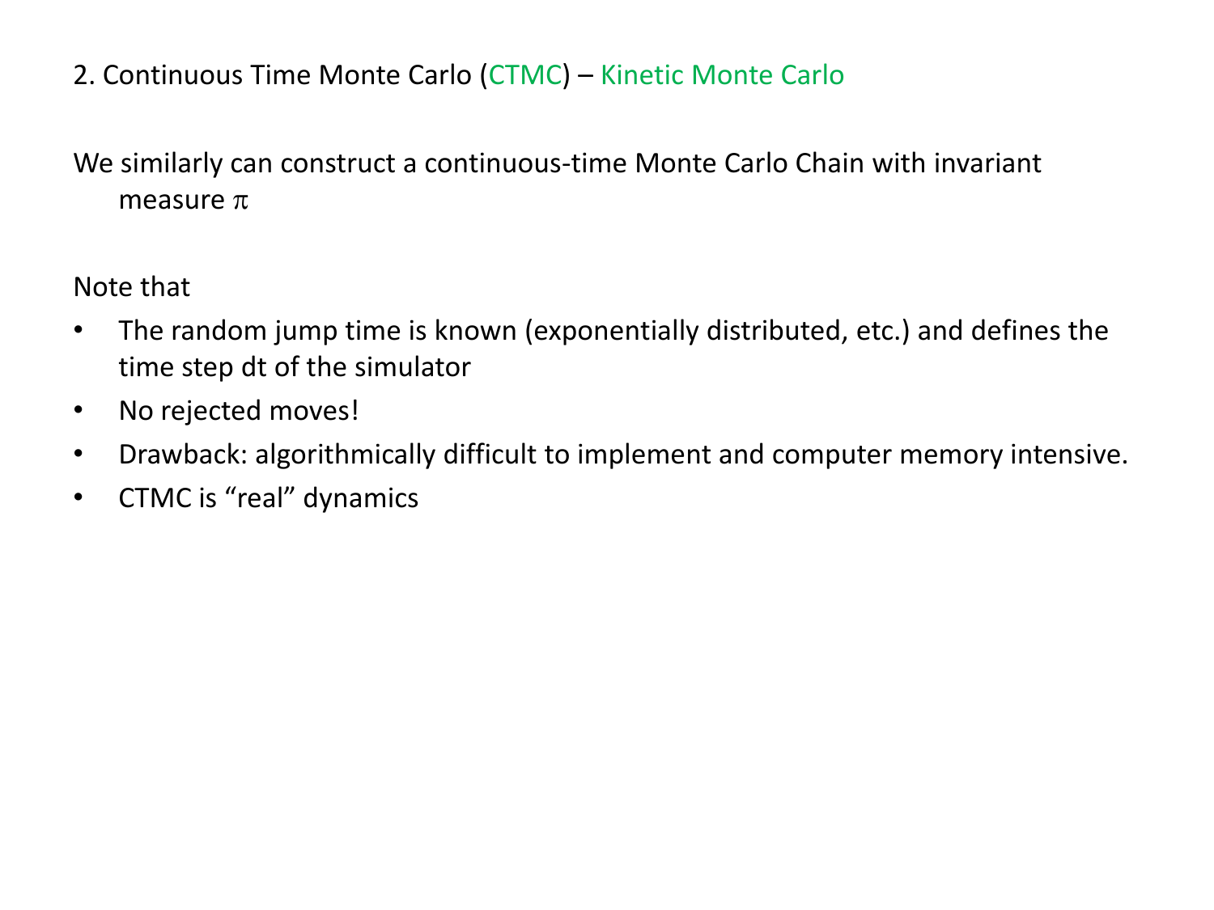## 2. Continuous Time Monte Carlo (CTMC) – Kinetic Monte Carlo

We similarly can construct a continuous-time Monte Carlo Chain with invariant measure $\pi$

Note that

- The random jump time is known (exponentially distributed, etc.) and defines the time step dt of the simulator
- No rejected moves!
- Drawback: algorithmically difficult to implement and computer memory intensive.
- CTMC is "real" dynamics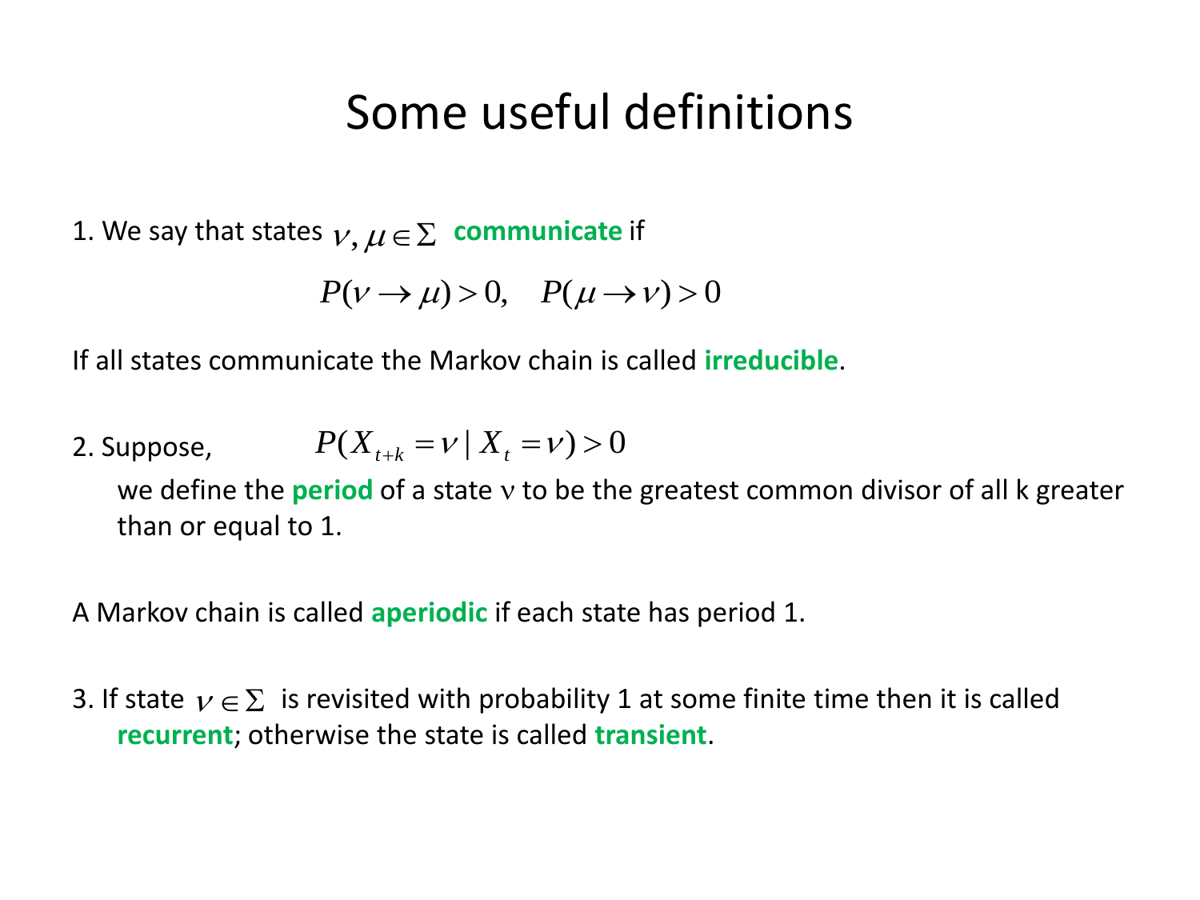# Some useful definitions

1. We say that states $\nu, \mu \in \Sigma$ **communicate** if

$$P(\nu \to \mu) > 0, \quad P(\mu \to \nu) > 0$$

If all states communicate the Markov chain is called **irreducible**.

2. Suppose, $P(X_{t+k} = \nu \mid X_t = \nu) > 0$

   we define the **period** of a state ν to be the greatest common divisor of all k greater than or equal to 1.

A Markov chain is called **aperiodic** if each state has period 1.

3. If state $\nu \in \Sigma$ is revisited with probability 1 at some finite time then it is called **recurrent**; otherwise the state is called **transient**.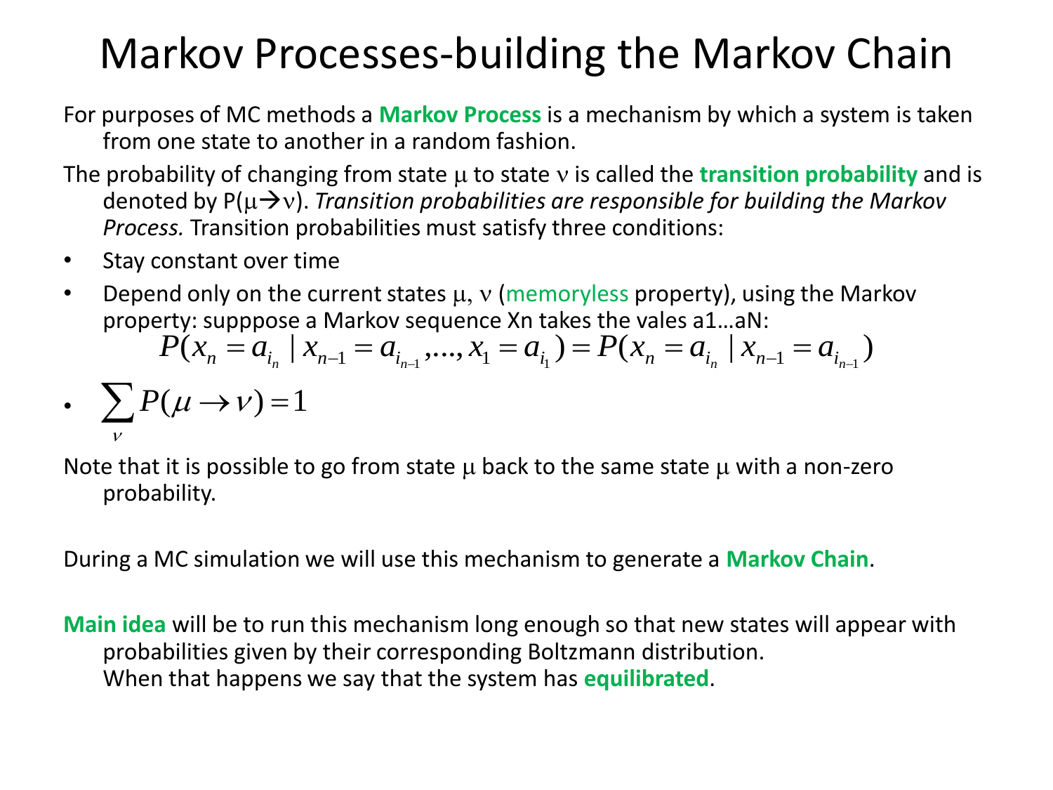# Markov Processes-building the Markov Chain

For purposes of MC methods a **Markov Process** is a mechanism by which a system is taken from one state to another in a random fashion.

The probability of changing from state $\mu$ to state $\nu$ is called the **transition probability** and is denoted by $P(\mu \rightarrow \nu)$. *Transition probabilities are responsible for building the Markov Process.* Transition probabilities must satisfy three conditions:

- Stay constant over time
- Depend only on the current states $\mu$, $\nu$ (memoryless property), using the Markov property: supppose a Markov sequence Xn takes the vales a1…aN:

$$P(x_n = a_{i_n} \mid x_{n-1} = a_{i_{n-1}}, ..., x_1 = a_{i_1}) = P(x_n = a_{i_n} \mid x_{n-1} = a_{i_{n-1}})$$

- $\sum_{\nu} P(\mu \rightarrow \nu) = 1$

Note that it is possible to go from state $\mu$ back to the same state $\mu$ with a non-zero probability.

During a MC simulation we will use this mechanism to generate a **Markov Chain**.

**Main idea** will be to run this mechanism long enough so that new states will appear with probabilities given by their corresponding Boltzmann distribution.
When that happens we say that the system has **equilibrated**.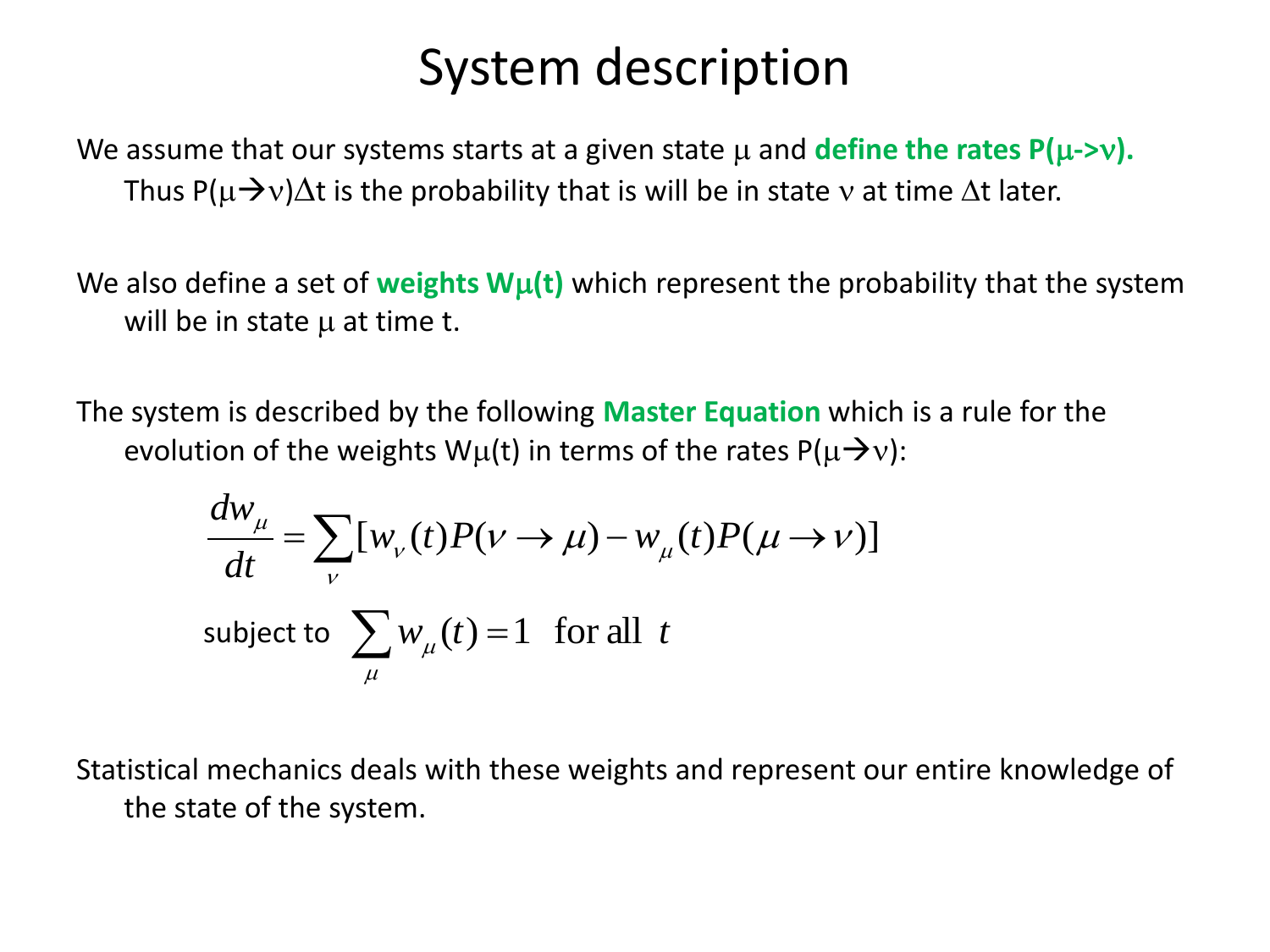# System description

We assume that our systems starts at a given state $\mu$ and **define the rates $P(\mu \to \nu)$.** Thus $P(\mu \to \nu)\Delta t$ is the probability that is will be in state $\nu$ at time $\Delta t$ later.

We also define a set of **weights $W_\mu(t)$** which represent the probability that the system will be in state $\mu$ at time t.

The system is described by the following **Master Equation** which is a rule for the evolution of the weights $W_\mu(t)$ in terms of the rates $P(\mu \to \nu)$:

$$\frac{dw_\mu}{dt} = \sum_\nu [w_\nu(t) P(\nu \to \mu) - w_\mu(t) P(\mu \to \nu)]$$

subject to $\sum_\mu w_\mu(t) = 1 \quad \text{for all } t$

Statistical mechanics deals with these weights and represent our entire knowledge of the state of the system.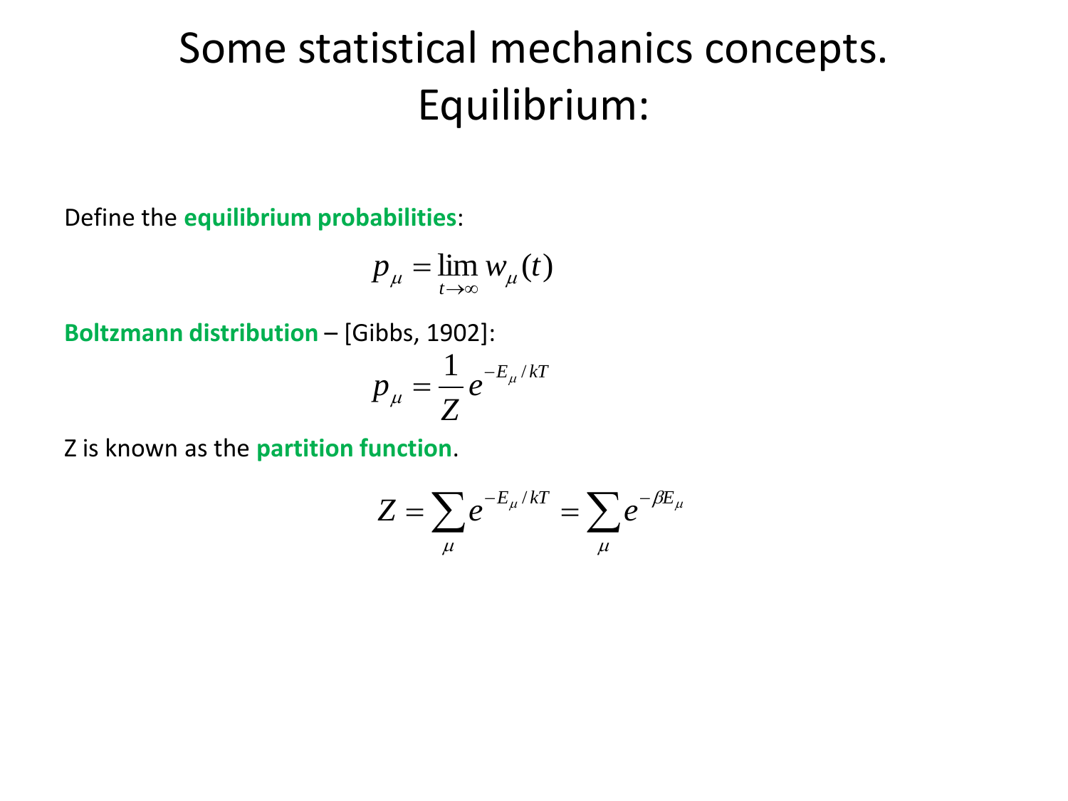# Some statistical mechanics concepts. Equilibrium:

Define the **equilibrium probabilities**:

$$p_\mu = \lim_{t \to \infty} w_\mu(t)$$

**Boltzmann distribution** – [Gibbs, 1902]:

$$p_\mu = \frac{1}{Z} e^{-E_\mu / kT}$$

Z is known as the **partition function**.

$$Z = \sum_\mu e^{-E_\mu / kT} = \sum_\mu e^{-\beta E_\mu}$$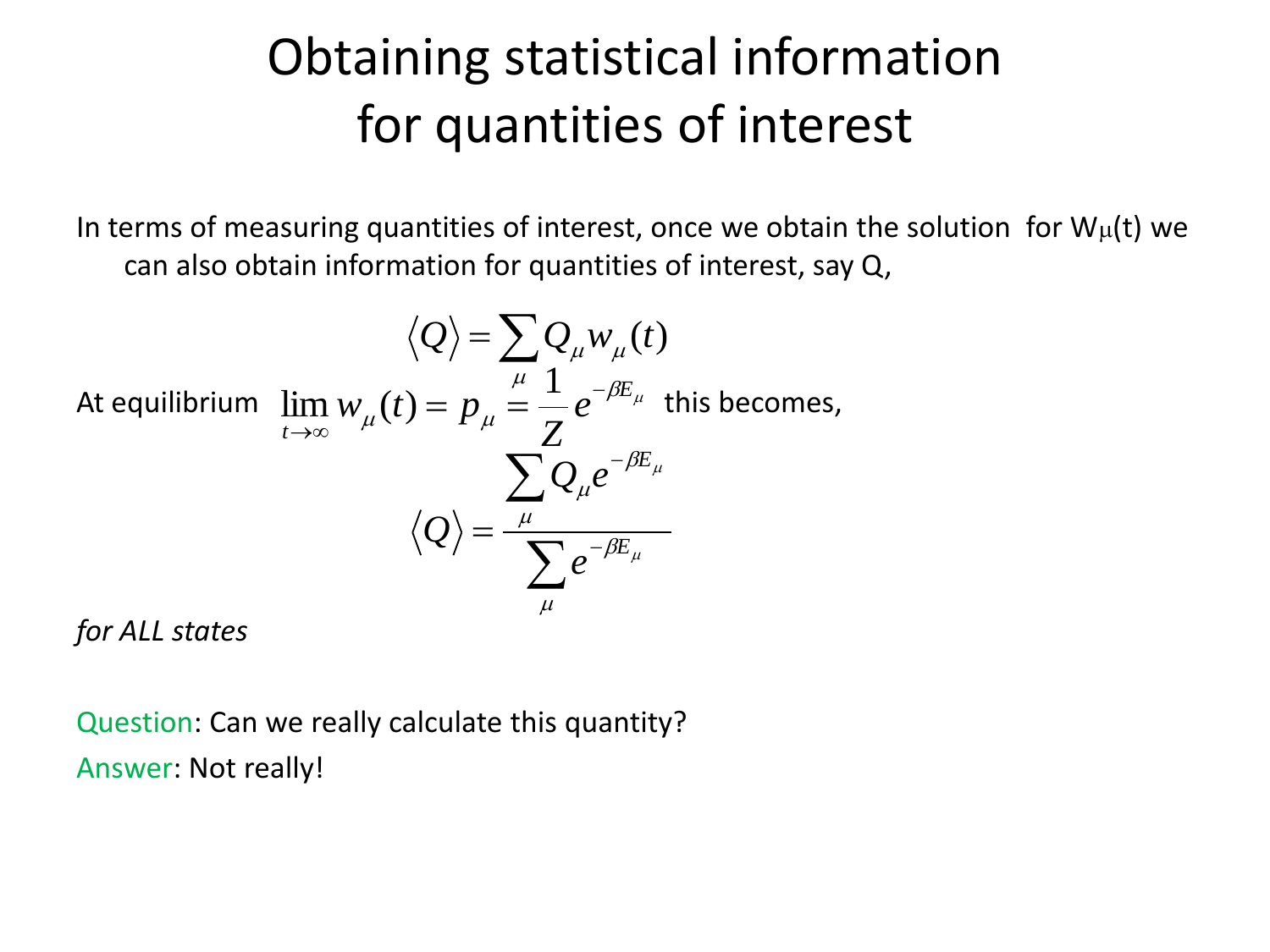# Obtaining statistical information for quantities of interest

In terms of measuring quantities of interest, once we obtain the solution for $W_\mu(t)$ we can also obtain information for quantities of interest, say Q,

$$\langle Q \rangle = \sum_\mu Q_\mu w_\mu(t)$$

At equilibrium $\lim_{t \to \infty} w_\mu(t) = p_\mu = \frac{1}{Z} e^{-\beta E_\mu}$ this becomes,

$$\langle Q \rangle = \frac{\sum_\mu Q_\mu e^{-\beta E_\mu}}{\sum_\mu e^{-\beta E_\mu}}$$

*for ALL states*

Question: Can we really calculate this quantity?

Answer: Not really!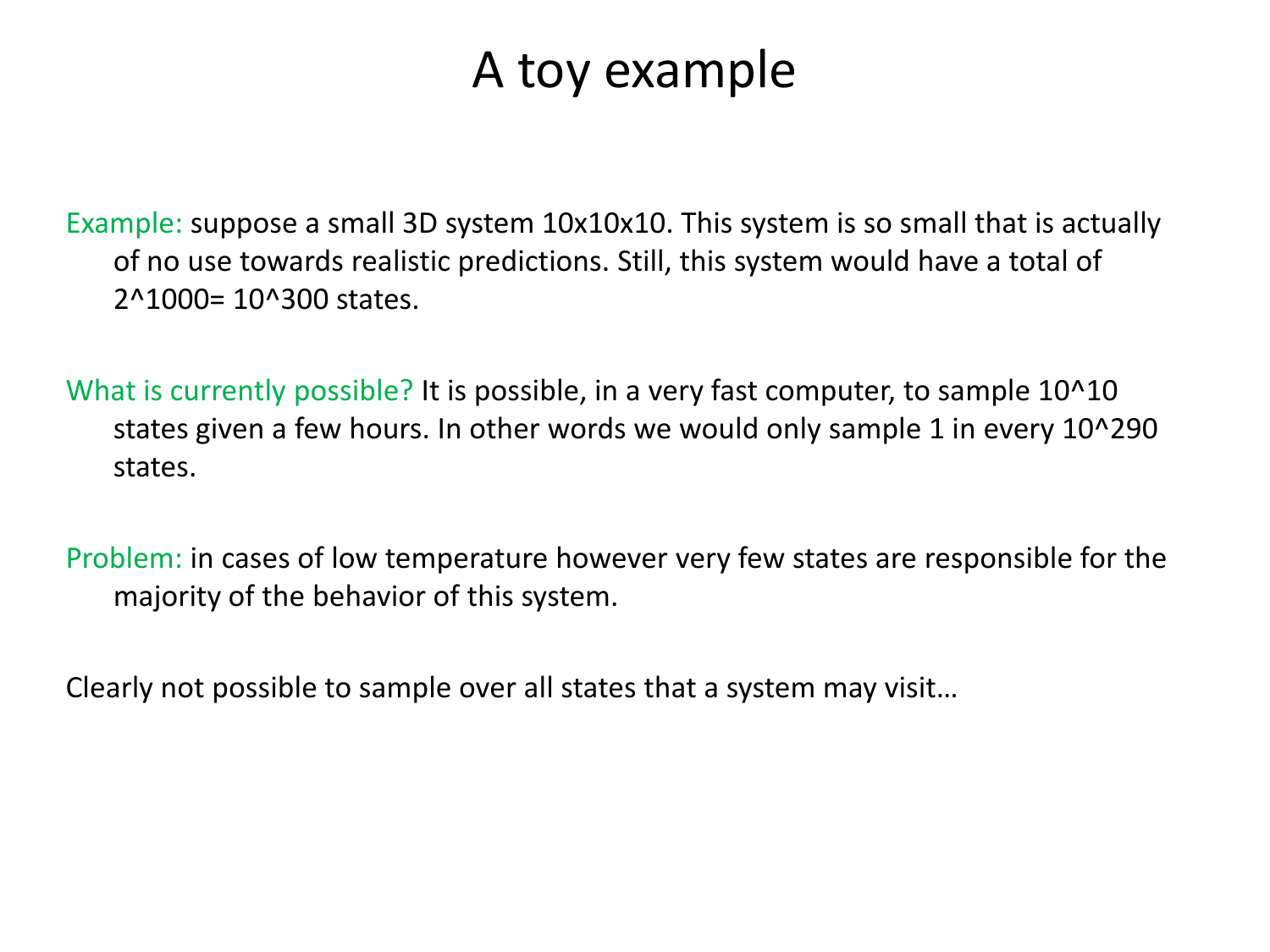# A toy example

Example: suppose a small 3D system 10x10x10. This system is so small that is actually of no use towards realistic predictions. Still, this system would have a total of $2^{1000} = 10^{300}$ states.

What is currently possible? It is possible, in a very fast computer, to sample $10^{10}$ states given a few hours. In other words we would only sample 1 in every $10^{290}$ states.

Problem: in cases of low temperature however very few states are responsible for the majority of the behavior of this system.

Clearly not possible to sample over all states that a system may visit…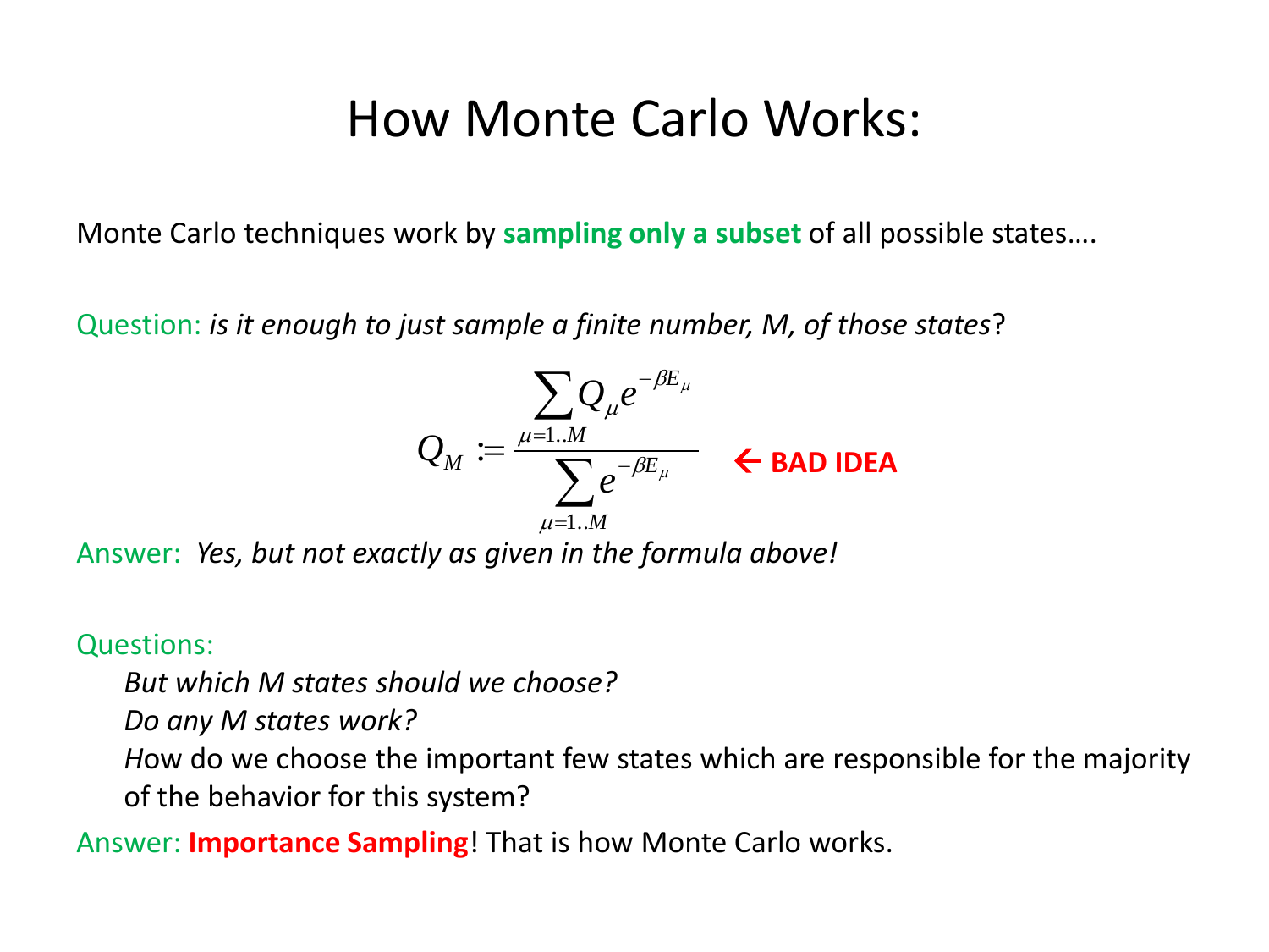# How Monte Carlo Works:

Monte Carlo techniques work by **sampling only a subset** of all possible states….

Question: *is it enough to just sample a finite number, M, of those states*?

$$Q_M := \frac{\sum_{\mu=1..M} Q_\mu e^{-\beta E_\mu}}{\sum_{\mu=1..M} e^{-\beta E_\mu}} \quad \leftarrow \textbf{BAD IDEA}$$

Answer: *Yes, but not exactly as given in the formula above!*

Questions:

*But which M states should we choose?*

*Do any M states work?*

*H*ow do we choose the important few states which are responsible for the majority of the behavior for this system?

Answer: **Importance Sampling**! That is how Monte Carlo works.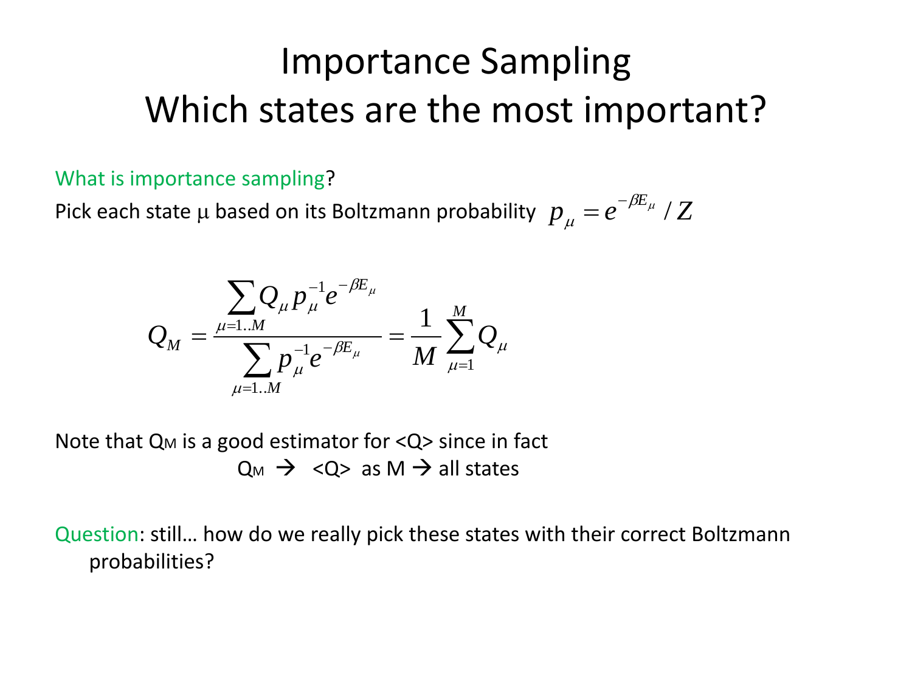# Importance Sampling
## Which states are the most important?

What is importance sampling?

Pick each state μ based on its Boltzmann probability $p_\mu = e^{-\beta E_\mu} / Z$

$$Q_M = \frac{\sum_{\mu=1..M} Q_\mu p_\mu^{-1} e^{-\beta E_\mu}}{\sum_{\mu=1..M} p_\mu^{-1} e^{-\beta E_\mu}} = \frac{1}{M} \sum_{\mu=1}^{M} Q_\mu$$

Note that $Q_M$ is a good estimator for <Q> since in fact

$Q_M \rightarrow \langle Q \rangle$ as M → all states

Question: still… how do we really pick these states with their correct Boltzmann probabilities?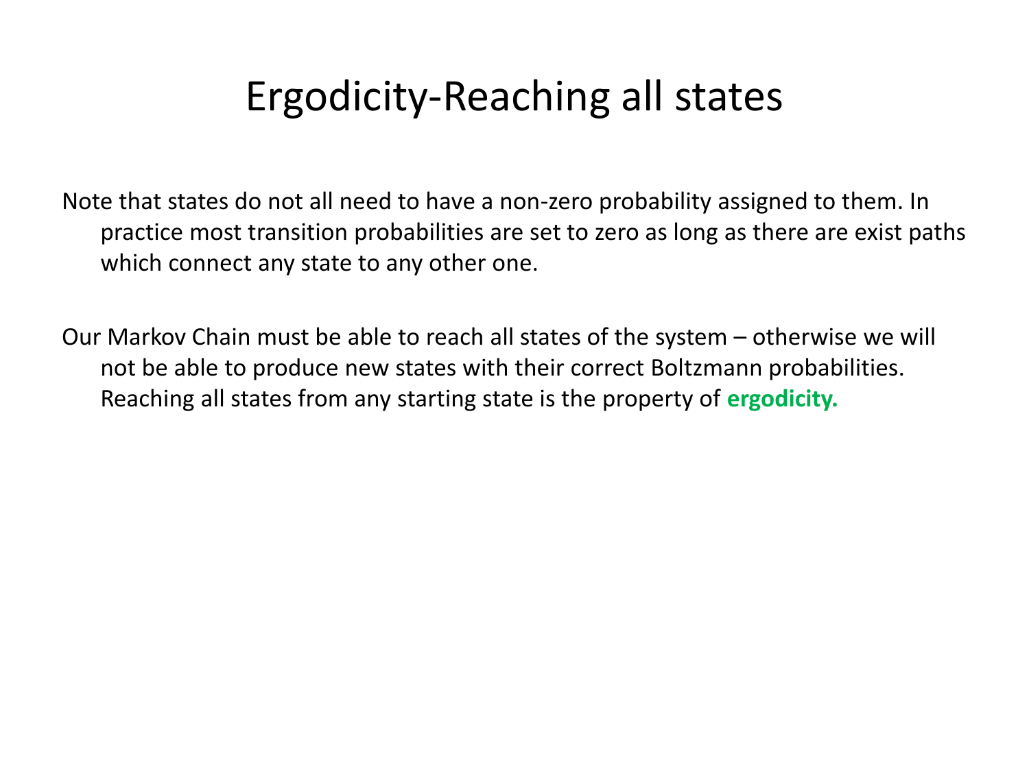# Ergodicity-Reaching all states

Note that states do not all need to have a non-zero probability assigned to them. In practice most transition probabilities are set to zero as long as there are exist paths which connect any state to any other one.

Our Markov Chain must be able to reach all states of the system – otherwise we will not be able to produce new states with their correct Boltzmann probabilities. Reaching all states from any starting state is the property of **ergodicity.**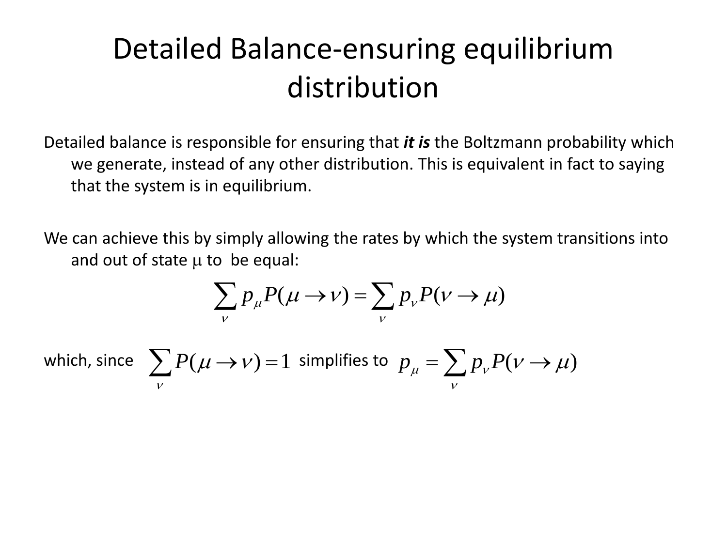# Detailed Balance-ensuring equilibrium distribution

Detailed balance is responsible for ensuring that ***it is*** the Boltzmann probability which we generate, instead of any other distribution. This is equivalent in fact to saying that the system is in equilibrium.

We can achieve this by simply allowing the rates by which the system transitions into and out of state $\mu$ to be equal:

$$\sum_{\nu} p_{\mu} P(\mu \to \nu) = \sum_{\nu} p_{\nu} P(\nu \to \mu)$$

which, since $\sum_{\nu} P(\mu \to \nu) = 1$ simplifies to $p_{\mu} = \sum_{\nu} p_{\nu} P(\nu \to \mu)$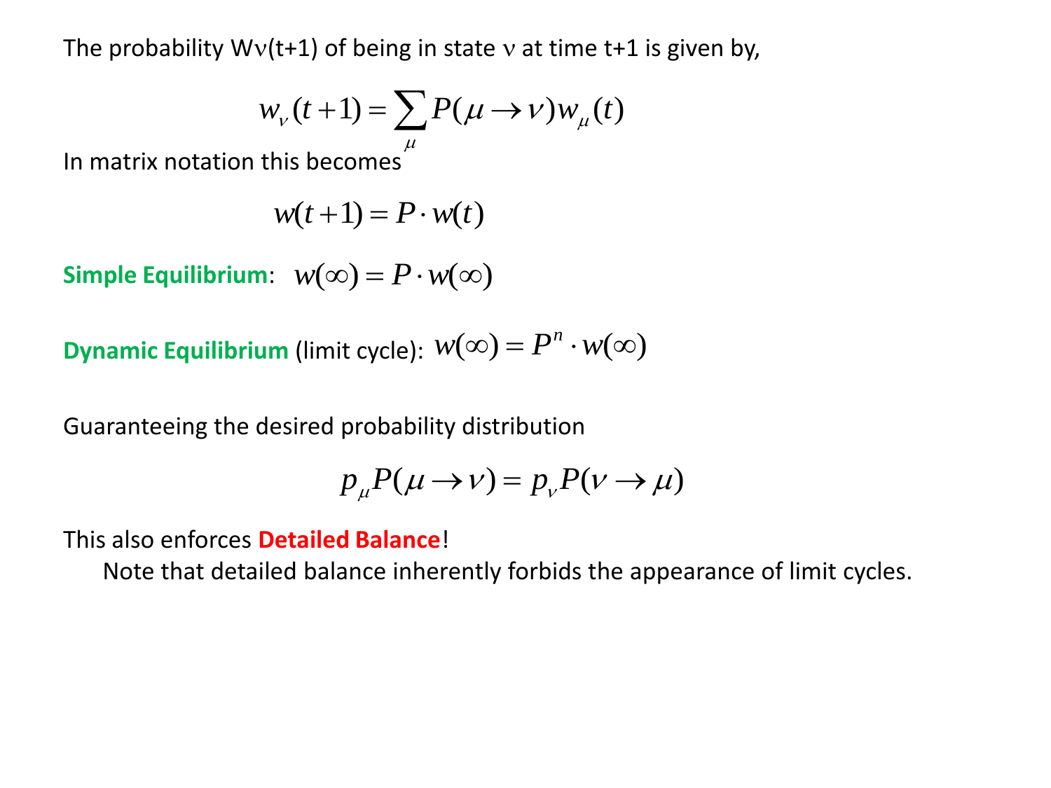The probability $W\nu(t+1)$ of being in state $\nu$ at time $t+1$ is given by,

$$w_\nu(t+1) = \sum_\mu P(\mu \rightarrow \nu) w_\mu(t)$$

In matrix notation this becomes

$$w(t+1) = P \cdot w(t)$$

**Simple Equilibrium**: $w(\infty) = P \cdot w(\infty)$

**Dynamic Equilibrium** (limit cycle): $w(\infty) = P^n \cdot w(\infty)$

Guaranteeing the desired probability distribution

$$p_\mu P(\mu \rightarrow \nu) = p_\nu P(\nu \rightarrow \mu)$$

This also enforces **Detailed Balance**!

Note that detailed balance inherently forbids the appearance of limit cycles.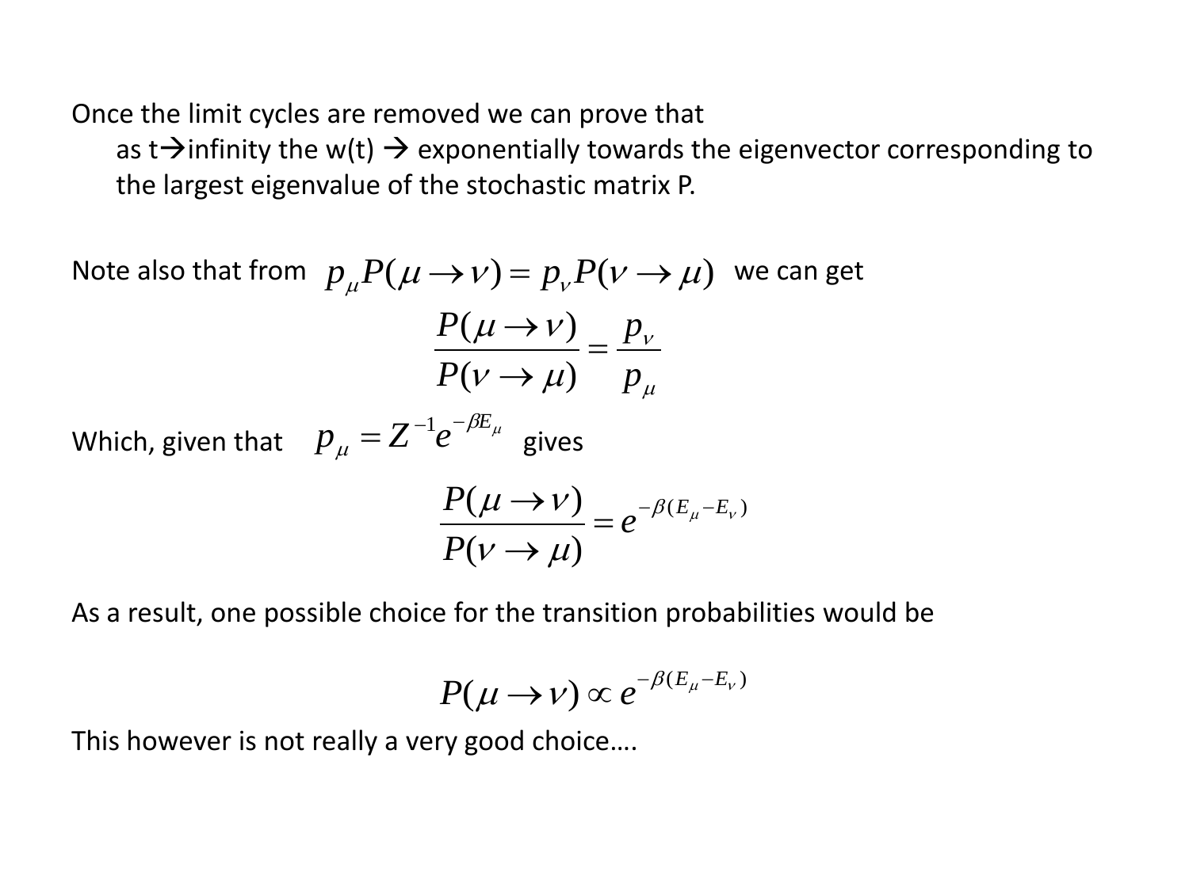Once the limit cycles are removed we can prove that

- as t→infinity the w(t) → exponentially towards the eigenvector corresponding to the largest eigenvalue of the stochastic matrix P.

Note also that from $p_\mu P(\mu \to \nu) = p_\nu P(\nu \to \mu)$ we can get

$$\frac{P(\mu \to \nu)}{P(\nu \to \mu)} = \frac{p_\nu}{p_\mu}$$

Which, given that $p_\mu = Z^{-1} e^{-\beta E_\mu}$ gives

$$\frac{P(\mu \to \nu)}{P(\nu \to \mu)} = e^{-\beta(E_\mu - E_\nu)}$$

As a result, one possible choice for the transition probabilities would be

$$P(\mu \to \nu) \propto e^{-\beta(E_\mu - E_\nu)}$$

This however is not really a very good choice….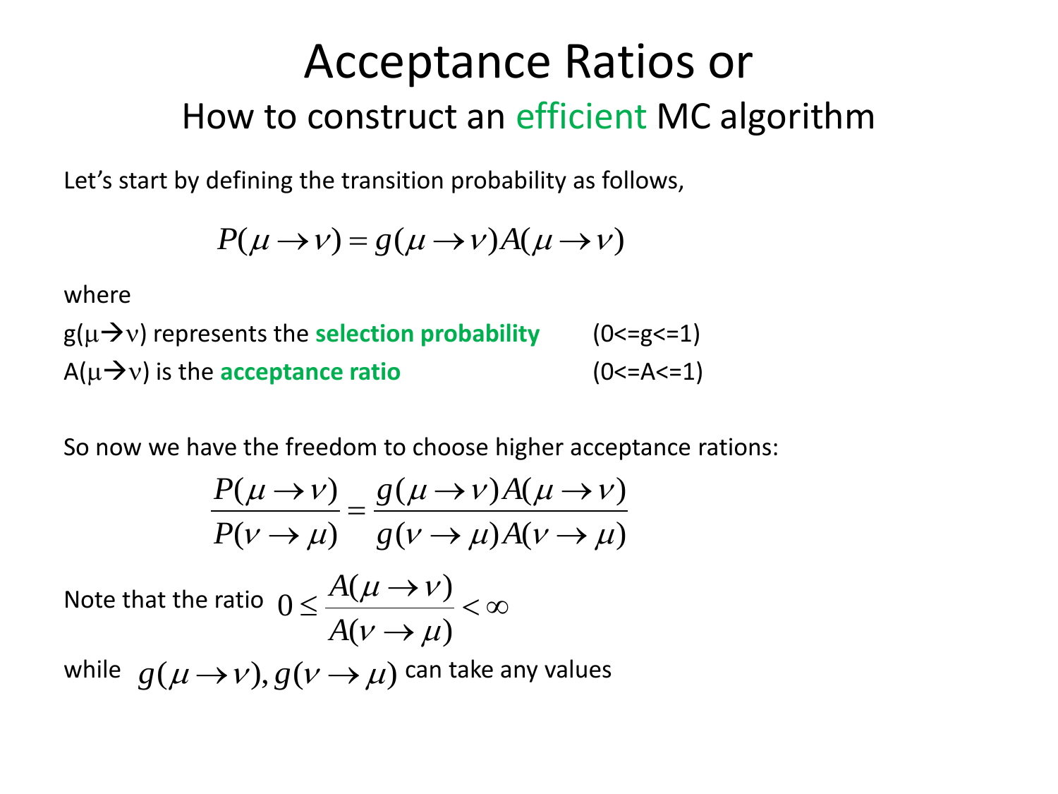# Acceptance Ratios or

## How to construct an efficient MC algorithm

Let's start by defining the transition probability as follows,

$$P(\mu \to \nu) = g(\mu \to \nu) A(\mu \to \nu)$$

where

$g(\mu \to \nu)$ represents the **selection probability** $(0 <= g <= 1)$

$A(\mu \to \nu)$ is the **acceptance ratio** $(0 <= A <= 1)$

So now we have the freedom to choose higher acceptance rations:

$$\frac{P(\mu \to \nu)}{P(\nu \to \mu)} = \frac{g(\mu \to \nu) A(\mu \to \nu)}{g(\nu \to \mu) A(\nu \to \mu)}$$

Note that the ratio $0 \leq \dfrac{A(\mu \to \nu)}{A(\nu \to \mu)} < \infty$

while $g(\mu \to \nu), g(\nu \to \mu)$ can take any values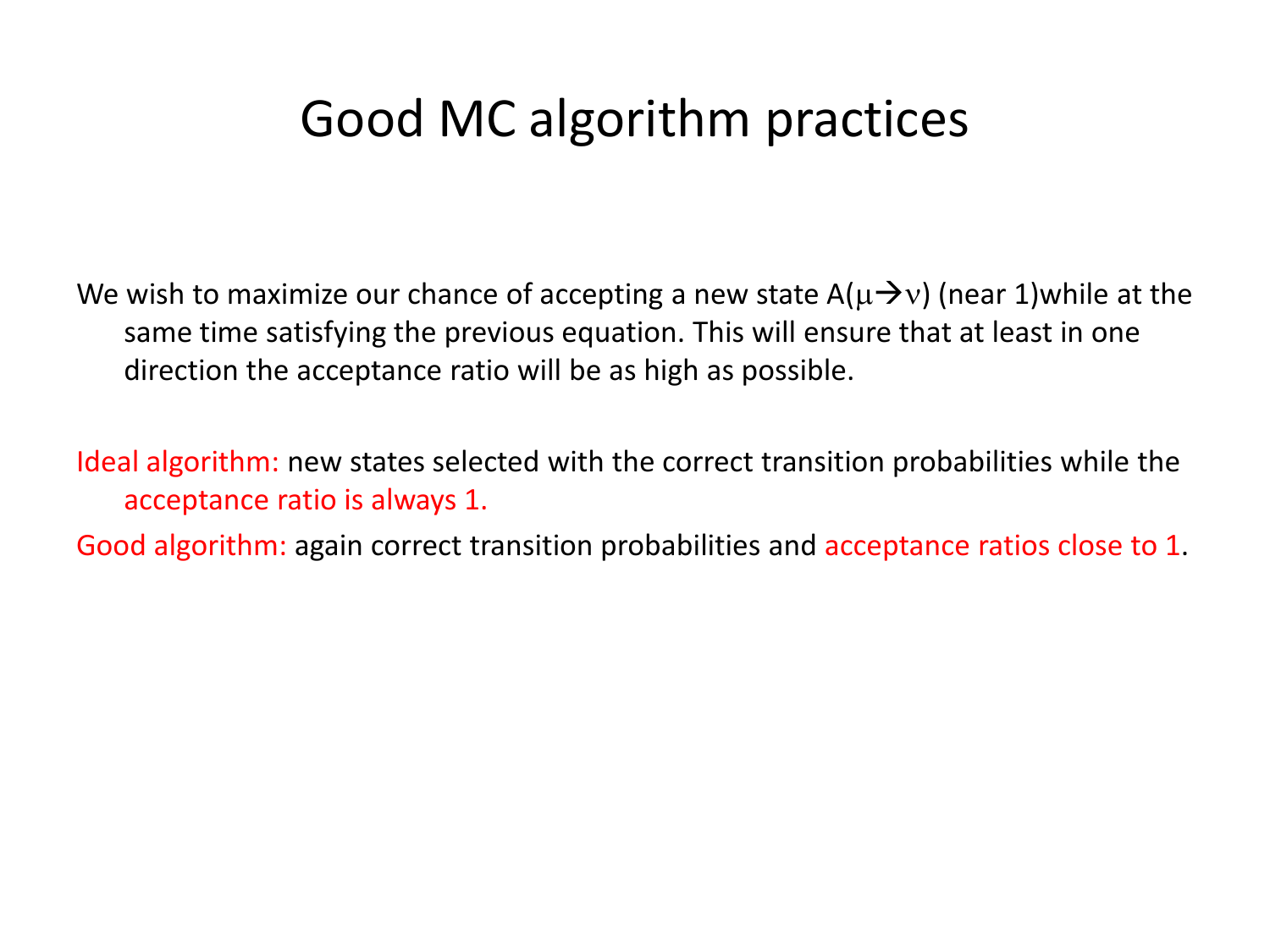# Good MC algorithm practices

We wish to maximize our chance of accepting a new state $A(\mu \rightarrow \nu)$ (near 1)while at the same time satisfying the previous equation. This will ensure that at least in one direction the acceptance ratio will be as high as possible.

Ideal algorithm: new states selected with the correct transition probabilities while the acceptance ratio is always 1.

Good algorithm: again correct transition probabilities and acceptance ratios close to 1.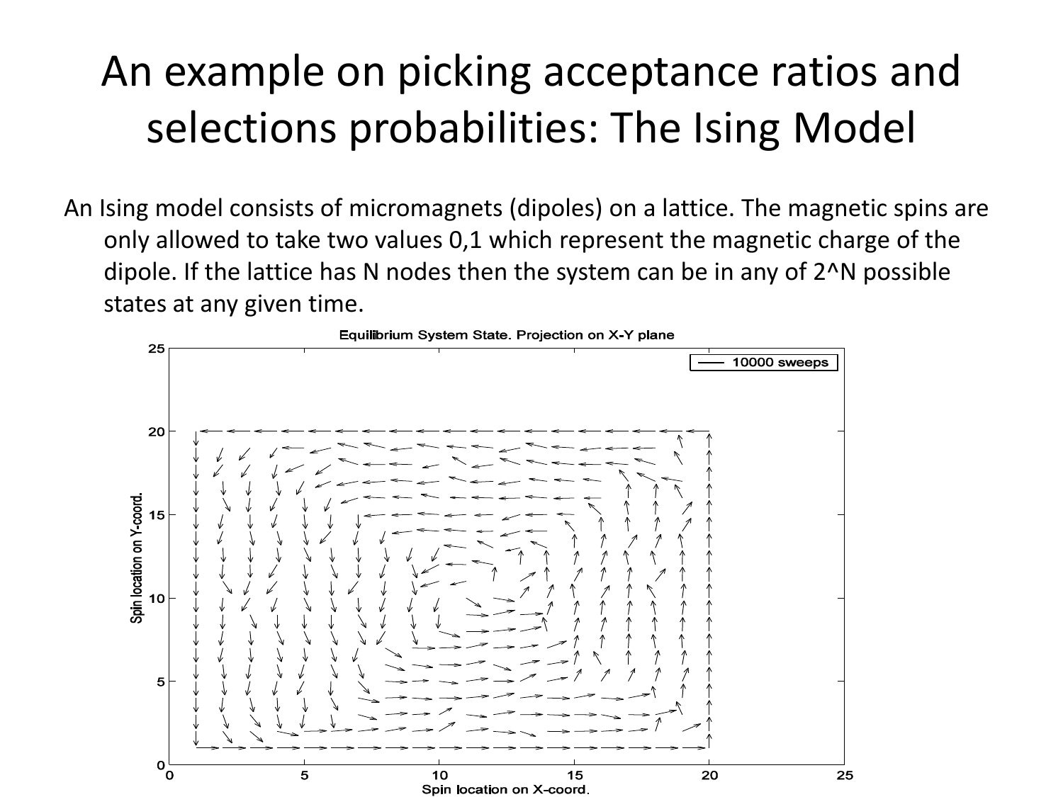# An example on picking acceptance ratios and selections probabilities: The Ising Model

An Ising model consists of micromagnets (dipoles) on a lattice. The magnetic spins are only allowed to take two values 0,1 which represent the magnetic charge of the dipole. If the lattice has N nodes then the system can be in any of 2^N possible states at any given time.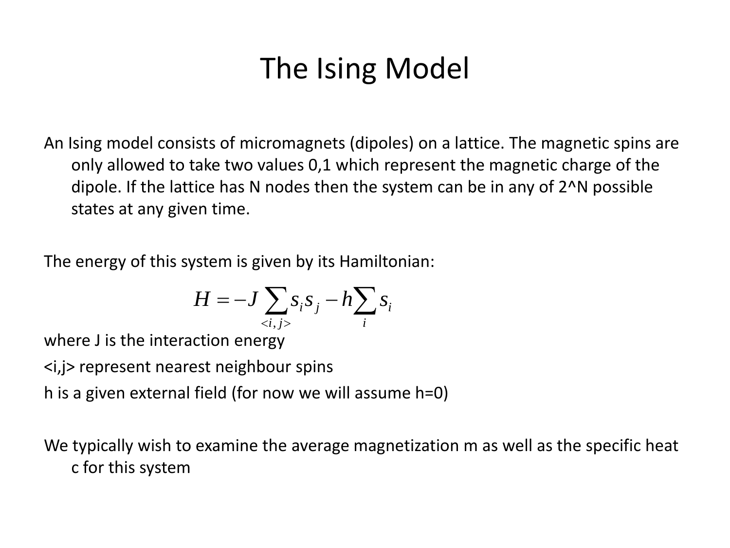# The Ising Model

An Ising model consists of micromagnets (dipoles) on a lattice. The magnetic spins are only allowed to take two values 0,1 which represent the magnetic charge of the dipole. If the lattice has N nodes then the system can be in any of 2^N possible states at any given time.

The energy of this system is given by its Hamiltonian:

$$H = -J \sum_{<i,j>} s_i s_j - h \sum_i s_i$$

where J is the interaction energy

<i,j> represent nearest neighbour spins

h is a given external field (for now we will assume h=0)

We typically wish to examine the average magnetization m as well as the specific heat c for this system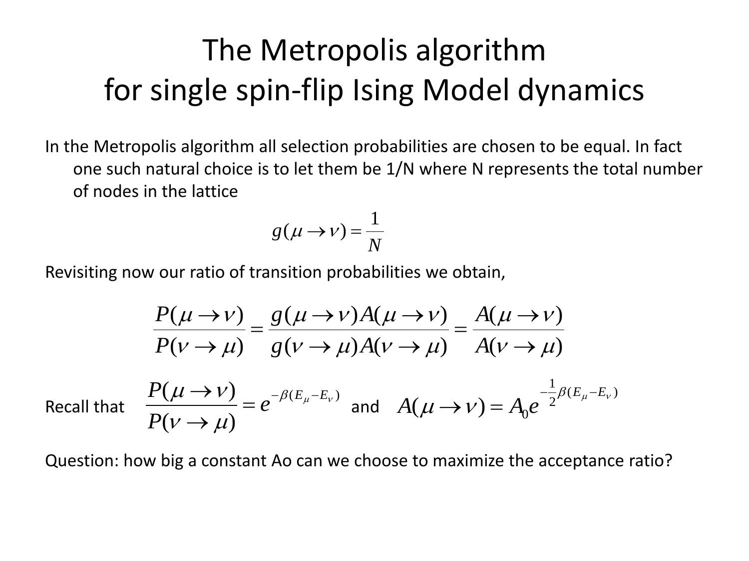# The Metropolis algorithm for single spin-flip Ising Model dynamics

In the Metropolis algorithm all selection probabilities are chosen to be equal. In fact one such natural choice is to let them be 1/N where N represents the total number of nodes in the lattice

$$g(\mu \to \nu) = \frac{1}{N}$$

Revisiting now our ratio of transition probabilities we obtain,

$$\frac{P(\mu \to \nu)}{P(\nu \to \mu)} = \frac{g(\mu \to \nu) A(\mu \to \nu)}{g(\nu \to \mu) A(\nu \to \mu)} = \frac{A(\mu \to \nu)}{A(\nu \to \mu)}$$

Recall that $\dfrac{P(\mu \to \nu)}{P(\nu \to \mu)} = e^{-\beta(E_\mu - E_\nu)}$ and $A(\mu \to \nu) = A_0 e^{-\frac{1}{2}\beta(E_\mu - E_\nu)}$

Question: how big a constant Ao can we choose to maximize the acceptance ratio?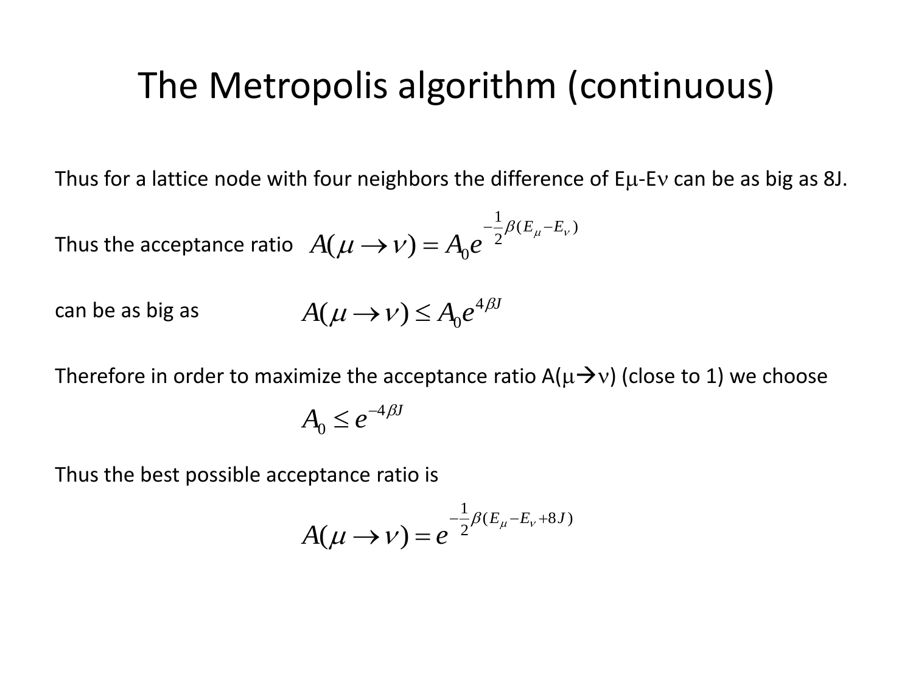# The Metropolis algorithm (continuous)

Thus for a lattice node with four neighbors the difference of $E_\mu$-$E_\nu$ can be as big as 8J.

Thus the acceptance ratio $A(\mu \to \nu) = A_0 e^{-\frac{1}{2}\beta(E_\mu - E_\nu)}$

can be as big as $A(\mu \to \nu) \leq A_0 e^{4\beta J}$

Therefore in order to maximize the acceptance ratio $A(\mu \to \nu)$ (close to 1) we choose

$$A_0 \leq e^{-4\beta J}$$

Thus the best possible acceptance ratio is

$$A(\mu \to \nu) = e^{-\frac{1}{2}\beta(E_\mu - E_\nu + 8J)}$$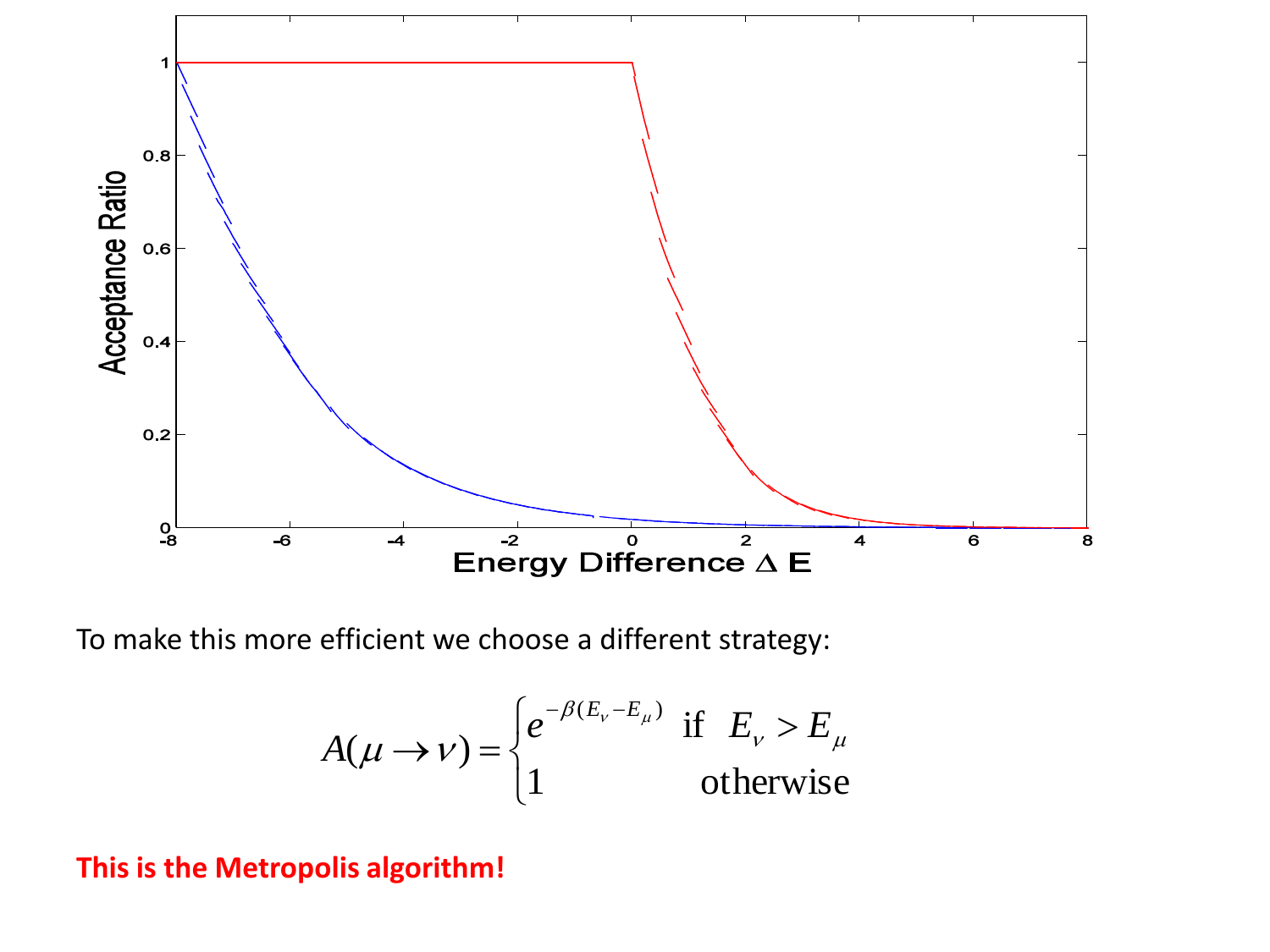To make this more efficient we choose a different strategy:

$$A(\mu \rightarrow \nu) = \begin{cases} e^{-\beta(E_\nu - E_\mu)} & \text{if} \quad E_\nu > E_\mu \\ 1 & \text{otherwise} \end{cases}$$

**This is the Metropolis algorithm!**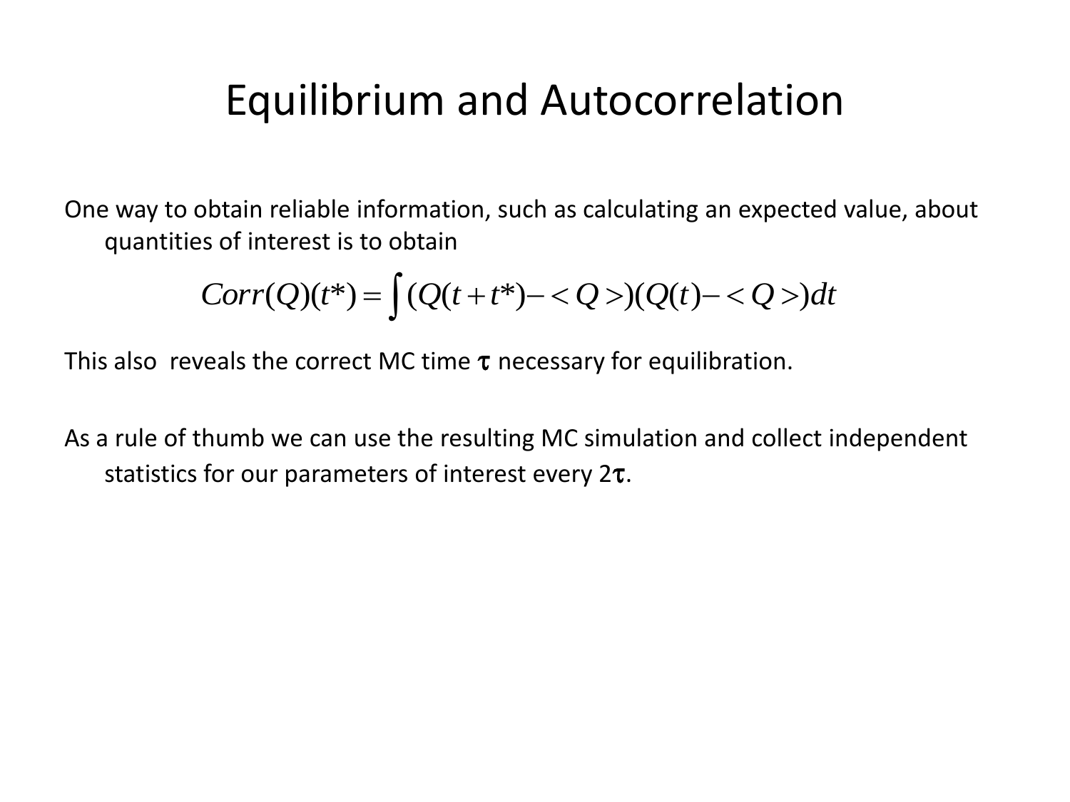# Equilibrium and Autocorrelation

One way to obtain reliable information, such as calculating an expected value, about quantities of interest is to obtain

$$Corr(Q)(t^*) = \int (Q(t+t^*) - \langle Q \rangle)(Q(t) - \langle Q \rangle) dt$$

This also reveals the correct MC time $\tau$ necessary for equilibration.

As a rule of thumb we can use the resulting MC simulation and collect independent statistics for our parameters of interest every $2\tau$.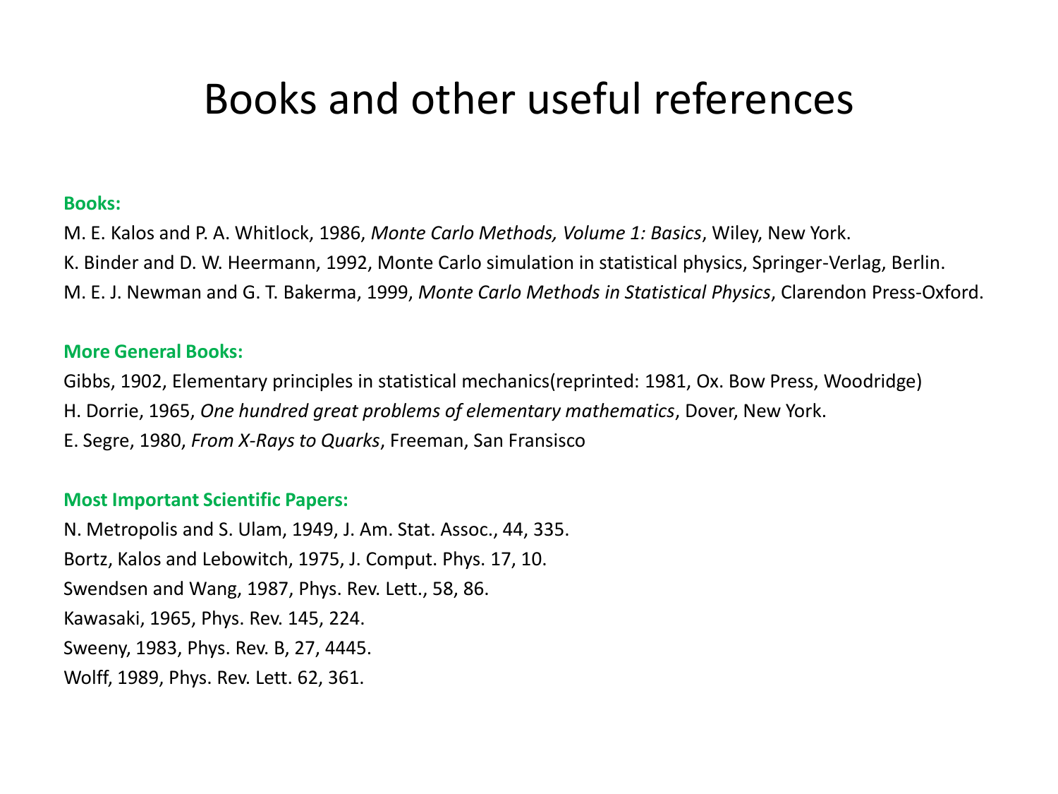# Books and other useful references

**Books:**

M. E. Kalos and P. A. Whitlock, 1986, *Monte Carlo Methods, Volume 1: Basics*, Wiley, New York.

K. Binder and D. W. Heermann, 1992, Monte Carlo simulation in statistical physics, Springer-Verlag, Berlin.

M. E. J. Newman and G. T. Bakerma, 1999, *Monte Carlo Methods in Statistical Physics*, Clarendon Press-Oxford.

**More General Books:**

Gibbs, 1902, Elementary principles in statistical mechanics(reprinted: 1981, Ox. Bow Press, Woodridge)

H. Dorrie, 1965, *One hundred great problems of elementary mathematics*, Dover, New York.

E. Segre, 1980, *From X-Rays to Quarks*, Freeman, San Fransisco

**Most Important Scientific Papers:**

N. Metropolis and S. Ulam, 1949, J. Am. Stat. Assoc., 44, 335.

Bortz, Kalos and Lebowitch, 1975, J. Comput. Phys. 17, 10.

Swendsen and Wang, 1987, Phys. Rev. Lett., 58, 86.

Kawasaki, 1965, Phys. Rev. 145, 224.

Sweeny, 1983, Phys. Rev. B, 27, 4445.

Wolff, 1989, Phys. Rev. Lett. 62, 361.